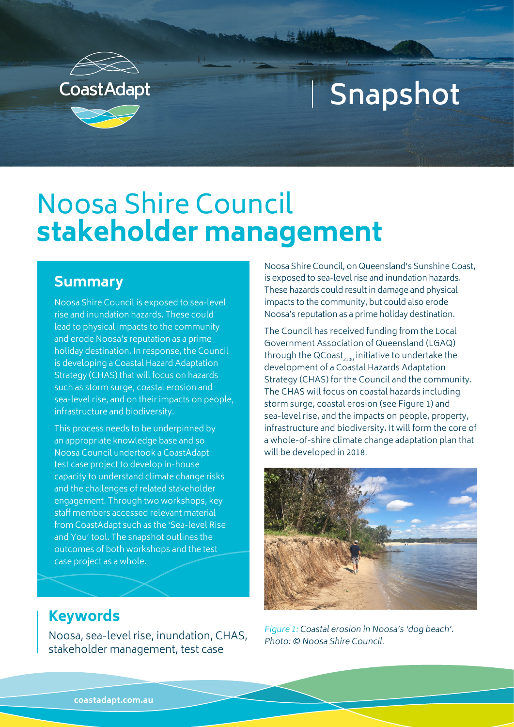CoastAdapt

# Snapshot

# Noosa Shire Council **stakeholder management**

## Summary

Noosa Shire Council is exposed to sea-level rise and inundation hazards. These could lead to physical impacts to the community and erode Noosa's reputation as a prime holiday destination. In response, the Council is developing a Coastal Hazard Adaptation Strategy (CHAS) that will focus on hazards such as storm surge, coastal erosion and sea-level rise, and on their impacts on people, infrastructure and biodiversity.

This process needs to be underpinned by an appropriate knowledge base and so Noosa Council undertook a CoastAdapt test case project to develop in-house capacity to understand climate change risks and the challenges of related stakeholder engagement. Through two workshops, key staff members accessed relevant material from CoastAdapt such as the 'Sea-level Rise and You' tool. The snapshot outlines the outcomes of both workshops and the test case project as a whole.

## Keywords

Noosa, sea-level rise, inundation, CHAS, stakeholder management, test case

Noosa Shire Council, on Queensland's Sunshine Coast, is exposed to sea-level rise and inundation hazards. These hazards could result in damage and physical impacts to the community, but could also erode Noosa's reputation as a prime holiday destination.

The Council has received funding from the Local Government Association of Queensland (LGAQ) through the $\text{QCoast}_{2100}$ initiative to undertake the development of a Coastal Hazards Adaptation Strategy (CHAS) for the Council and the community. The CHAS will focus on coastal hazards including storm surge, coastal erosion (see Figure 1) and sea-level rise, and the impacts on people, property, infrastructure and biodiversity. It will form the core of a whole-of-shire climate change adaptation plan that will be developed in 2018.

*Figure 1: Coastal erosion in Noosa's 'dog beach'. Photo: © Noosa Shire Council.*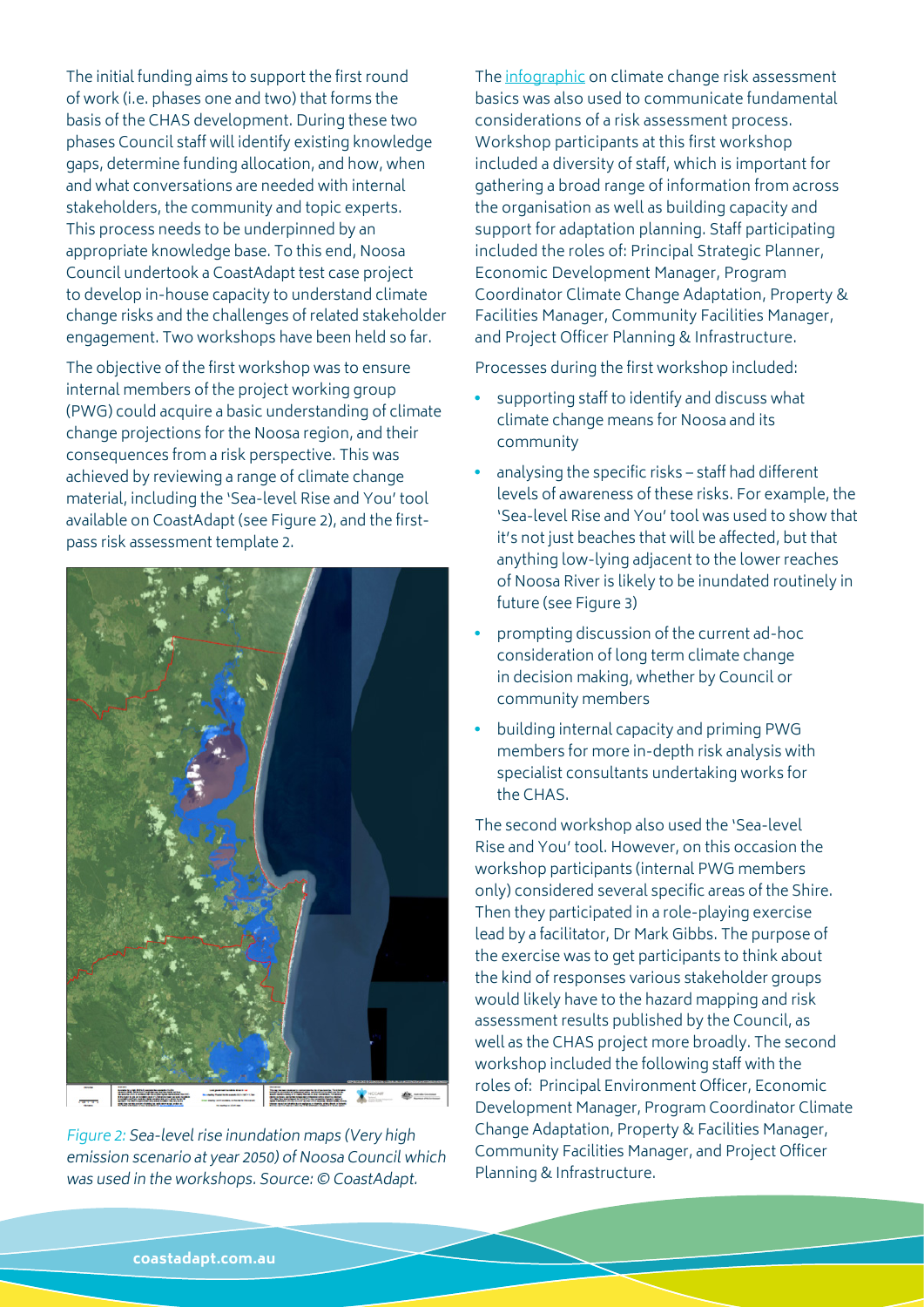The initial funding aims to support the first round of work (i.e. phases one and two) that forms the basis of the CHAS development. During these two phases Council staff will identify existing knowledge gaps, determine funding allocation, and how, when and what conversations are needed with internal stakeholders, the community and topic experts. This process needs to be underpinned by an appropriate knowledge base. To this end, Noosa Council undertook a CoastAdapt test case project to develop in-house capacity to understand climate change risks and the challenges of related stakeholder engagement. Two workshops have been held so far.

The objective of the first workshop was to ensure internal members of the project working group (PWG) could acquire a basic understanding of climate change projections for the Noosa region, and their consequences from a risk perspective. This was achieved by reviewing a range of climate change material, including the 'Sea-level Rise and You' tool available on CoastAdapt (see Figure 2), and the first-pass risk assessment template 2.

*Figure 2: Sea-level rise inundation maps (Very high emission scenario at year 2050) of Noosa Council which was used in the workshops. Source: © CoastAdapt.*

The infographic on climate change risk assessment basics was also used to communicate fundamental considerations of a risk assessment process. Workshop participants at this first workshop included a diversity of staff, which is important for gathering a broad range of information from across the organisation as well as building capacity and support for adaptation planning. Staff participating included the roles of: Principal Strategic Planner, Economic Development Manager, Program Coordinator Climate Change Adaptation, Property & Facilities Manager, Community Facilities Manager, and Project Officer Planning & Infrastructure.

Processes during the first workshop included:

- supporting staff to identify and discuss what climate change means for Noosa and its community
- analysing the specific risks – staff had different levels of awareness of these risks. For example, the 'Sea-level Rise and You' tool was used to show that it's not just beaches that will be affected, but that anything low-lying adjacent to the lower reaches of Noosa River is likely to be inundated routinely in future (see Figure 3)
- prompting discussion of the current ad-hoc consideration of long term climate change in decision making, whether by Council or community members
- building internal capacity and priming PWG members for more in-depth risk analysis with specialist consultants undertaking works for the CHAS.

The second workshop also used the 'Sea-level Rise and You' tool. However, on this occasion the workshop participants (internal PWG members only) considered several specific areas of the Shire. Then they participated in a role-playing exercise lead by a facilitator, Dr Mark Gibbs. The purpose of the exercise was to get participants to think about the kind of responses various stakeholder groups would likely have to the hazard mapping and risk assessment results published by the Council, as well as the CHAS project more broadly. The second workshop included the following staff with the roles of: Principal Environment Officer, Economic Development Manager, Program Coordinator Climate Change Adaptation, Property & Facilities Manager, Community Facilities Manager, and Project Officer Planning & Infrastructure.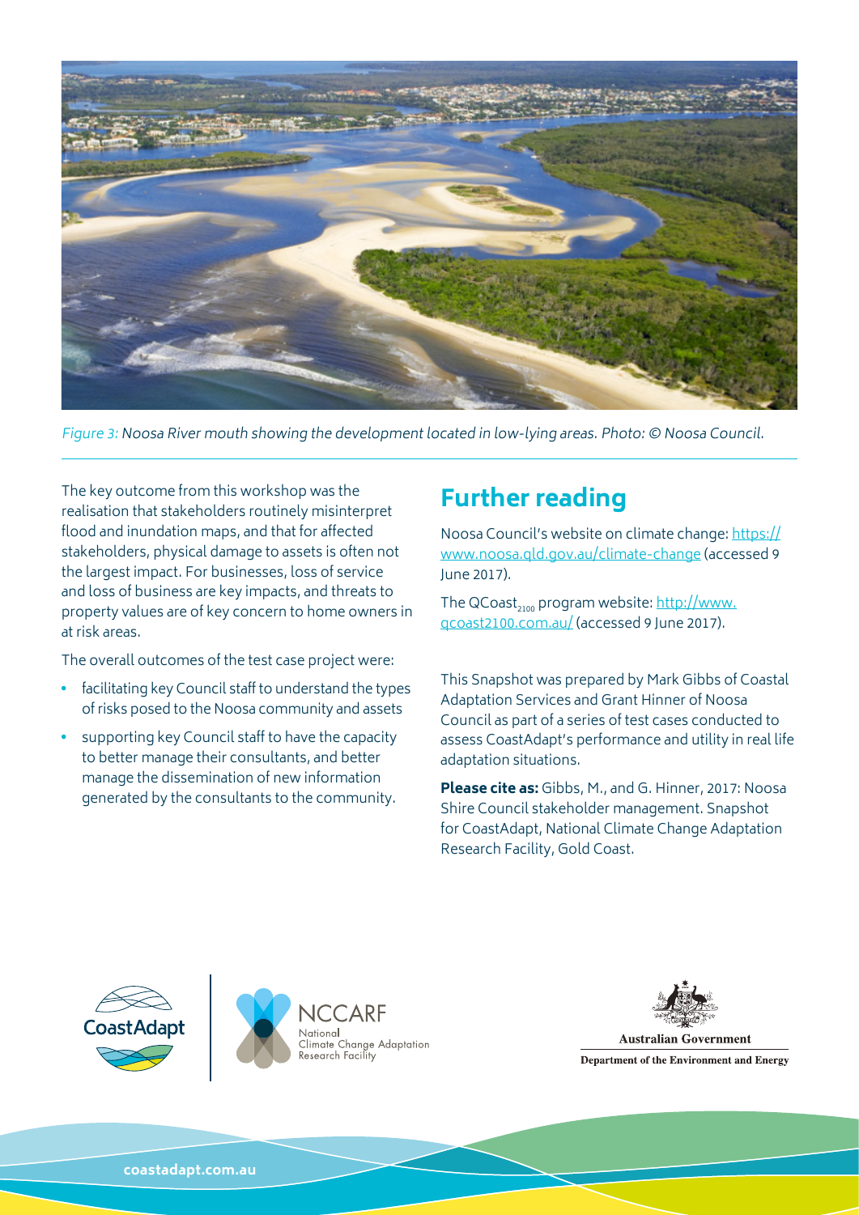*Figure 3: Noosa River mouth showing the development located in low-lying areas. Photo: © Noosa Council.*

The key outcome from this workshop was the realisation that stakeholders routinely misinterpret flood and inundation maps, and that for affected stakeholders, physical damage to assets is often not the largest impact. For businesses, loss of service and loss of business are key impacts, and threats to property values are of key concern to home owners in at risk areas.

The overall outcomes of the test case project were:

- facilitating key Council staff to understand the types of risks posed to the Noosa community and assets
- supporting key Council staff to have the capacity to better manage their consultants, and better manage the dissemination of new information generated by the consultants to the community.

## Further reading

Noosa Council's website on climate change: https://www.noosa.qld.gov.au/climate-change (accessed 9 June 2017).

The $QCoast_{2100}$ program website: http://www.qcoast2100.com.au/ (accessed 9 June 2017).

This Snapshot was prepared by Mark Gibbs of Coastal Adaptation Services and Grant Hinner of Noosa Council as part of a series of test cases conducted to assess CoastAdapt's performance and utility in real life adaptation situations.

**Please cite as:** Gibbs, M., and G. Hinner, 2017: Noosa Shire Council stakeholder management. Snapshot for CoastAdapt, National Climate Change Adaptation Research Facility, Gold Coast.

CoastAdapt

NCCARF National Climate Change Adaptation Research Facility

Australian Government Department of the Environment and Energy

coastadapt.com.au